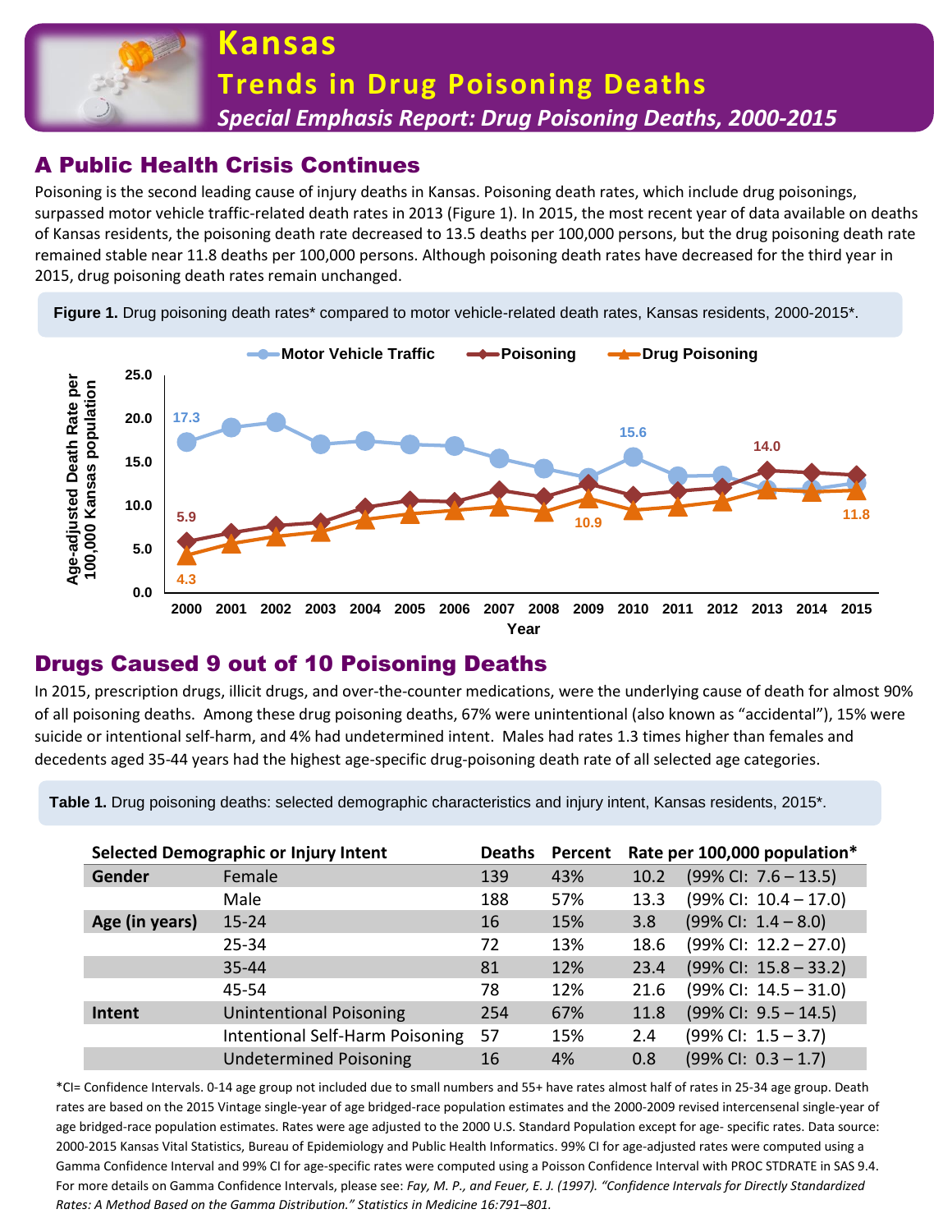# Kansas

## Trends in Drug Poisoning Deaths

### *Special Emphasis Report: Drug Poisoning Deaths, 2000-2015*

## A Public Health Crisis Continues

Poisoning is the second leading cause of injury deaths in Kansas. Poisoning death rates, which include drug poisonings, surpassed motor vehicle traffic-related death rates in 2013 (Figure 1). In 2015, the most recent year of data available on deaths of Kansas residents, the poisoning death rate decreased to 13.5 deaths per 100,000 persons, but the drug poisoning death rate remained stable near 11.8 deaths per 100,000 persons. Although poisoning death rates have decreased for the third year in 2015, drug poisoning death rates remain unchanged.

**Figure 1.** Drug poisoning death rates* compared to motor vehicle-related death rates, Kansas residents, 2000-2015*.

## Drugs Caused 9 out of 10 Poisoning Deaths

In 2015, prescription drugs, illicit drugs, and over-the-counter medications, were the underlying cause of death for almost 90% of all poisoning deaths. Among these drug poisoning deaths, 67% were unintentional (also known as "accidental"), 15% were suicide or intentional self-harm, and 4% had undetermined intent. Males had rates 1.3 times higher than females and decedents aged 35-44 years had the highest age-specific drug-poisoning death rate of all selected age categories.

**Table 1.** Drug poisoning deaths: selected demographic characteristics and injury intent, Kansas residents, 2015*.

| Selected Demographic or Injury Intent | | Deaths | Percent | Rate per 100,000 population* |
|---|---|---|---|---|
| **Gender** | Female | 139 | 43% | 10.2 (99% CI: 7.6 – 13.5) |
| | Male | 188 | 57% | 13.3 (99% CI: 10.4 – 17.0) |
| **Age (in years)** | 15-24 | 16 | 15% | 3.8 (99% CI: 1.4 – 8.0) |
| | 25-34 | 72 | 13% | 18.6 (99% CI: 12.2 – 27.0) |
| | 35-44 | 81 | 12% | 23.4 (99% CI: 15.8 – 33.2) |
| | 45-54 | 78 | 12% | 21.6 (99% CI: 14.5 – 31.0) |
| **Intent** | Unintentional Poisoning | 254 | 67% | 11.8 (99% CI: 9.5 – 14.5) |
| | Intentional Self-Harm Poisoning | 57 | 15% | 2.4 (99% CI: 1.5 – 3.7) |
| | Undetermined Poisoning | 16 | 4% | 0.8 (99% CI: 0.3 – 1.7) |

*CI= Confidence Intervals. 0-14 age group not included due to small numbers and 55+ have rates almost half of rates in 25-34 age group. Death rates are based on the 2015 Vintage single-year of age bridged-race population estimates and the 2000-2009 revised intercensenal single-year of age bridged-race population estimates. Rates were age adjusted to the 2000 U.S. Standard Population except for age- specific rates. Data source: 2000-2015 Kansas Vital Statistics, Bureau of Epidemiology and Public Health Informatics. 99% CI for age-adjusted rates were computed using a Gamma Confidence Interval and 99% CI for age-specific rates were computed using a Poisson Confidence Interval with PROC STDRATE in SAS 9.4. For more details on Gamma Confidence Intervals, please see: *Fay, M. P., and Feuer, E. J. (1997). "Confidence Intervals for Directly Standardized Rates: A Method Based on the Gamma Distribution." Statistics in Medicine 16:791–801.*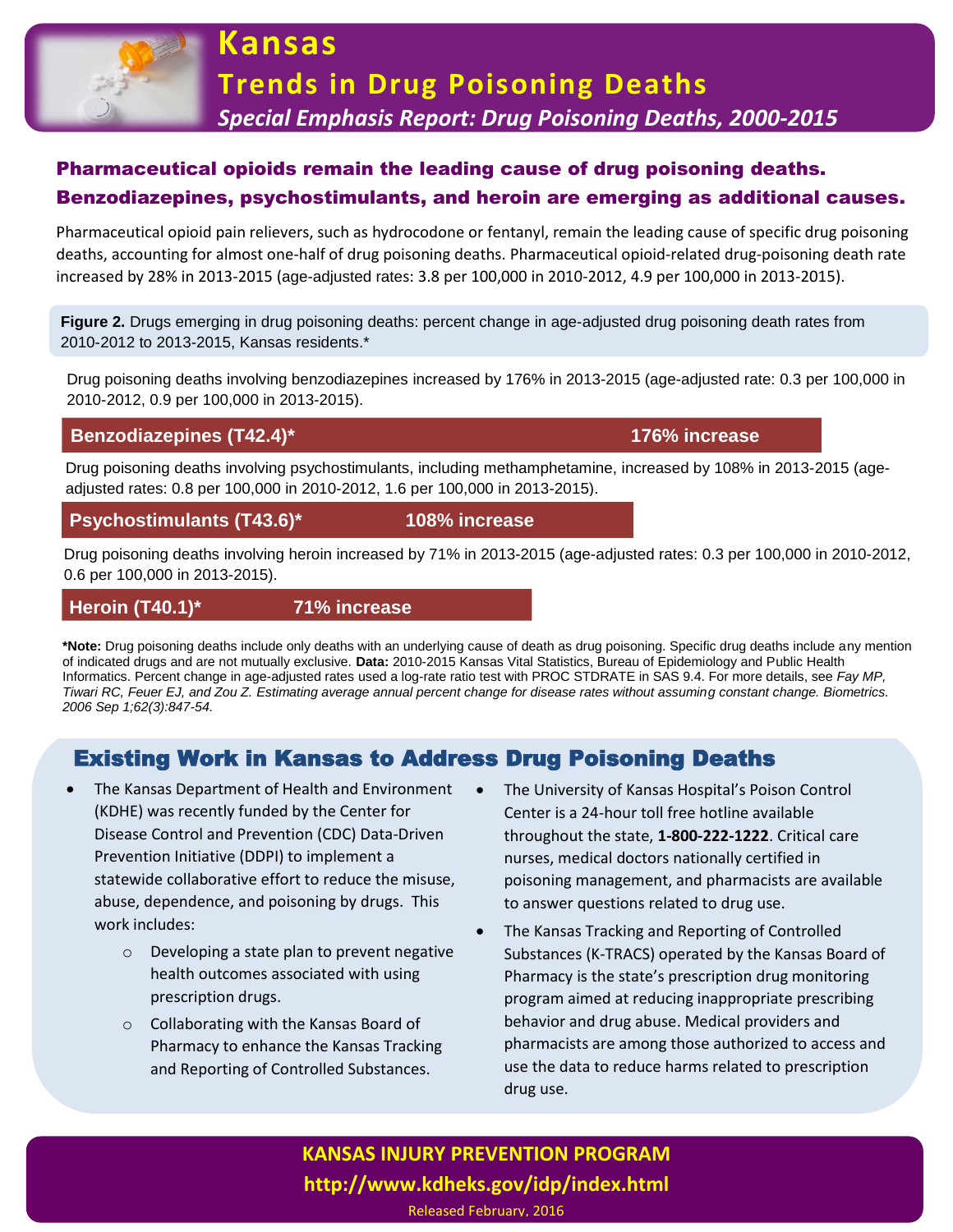# Kansas

## Trends in Drug Poisoning Deaths

*Special Emphasis Report: Drug Poisoning Deaths, 2000-2015*

### Pharmaceutical opioids remain the leading cause of drug poisoning deaths. Benzodiazepines, psychostimulants, and heroin are emerging as additional causes.

Pharmaceutical opioid pain relievers, such as hydrocodone or fentanyl, remain the leading cause of specific drug poisoning deaths, accounting for almost one-half of drug poisoning deaths. Pharmaceutical opioid-related drug-poisoning death rate increased by 28% in 2013-2015 (age-adjusted rates: 3.8 per 100,000 in 2010-2012, 4.9 per 100,000 in 2013-2015).

**Figure 2.** Drugs emerging in drug poisoning deaths: percent change in age-adjusted drug poisoning death rates from 2010-2012 to 2013-2015, Kansas residents.*

Drug poisoning deaths involving benzodiazepines increased by 176% in 2013-2015 (age-adjusted rate: 0.3 per 100,000 in 2010-2012, 0.9 per 100,000 in 2013-2015).

**Benzodiazepines (T42.4)*** **176% increase**

Drug poisoning deaths involving psychostimulants, including methamphetamine, increased by 108% in 2013-2015 (age-adjusted rates: 0.8 per 100,000 in 2010-2012, 1.6 per 100,000 in 2013-2015).

**Psychostimulants (T43.6)*** **108% increase**

Drug poisoning deaths involving heroin increased by 71% in 2013-2015 (age-adjusted rates: 0.3 per 100,000 in 2010-2012, 0.6 per 100,000 in 2013-2015).

**Heroin (T40.1)*** **71% increase**

***Note:** Drug poisoning deaths include only deaths with an underlying cause of death as drug poisoning. Specific drug deaths include any mention of indicated drugs and are not mutually exclusive. **Data:** 2010-2015 Kansas Vital Statistics, Bureau of Epidemiology and Public Health Informatics. Percent change in age-adjusted rates used a log-rate ratio test with PROC STDRATE in SAS 9.4. For more details, see *Fay MP, Tiwari RC, Feuer EJ, and Zou Z. Estimating average annual percent change for disease rates without assuming constant change. Biometrics. 2006 Sep 1;62(3):847-54.*

## Existing Work in Kansas to Address Drug Poisoning Deaths

- The Kansas Department of Health and Environment (KDHE) was recently funded by the Center for Disease Control and Prevention (CDC) Data-Driven Prevention Initiative (DDPI) to implement a statewide collaborative effort to reduce the misuse, abuse, dependence, and poisoning by drugs. This work includes:
  - Developing a state plan to prevent negative health outcomes associated with using prescription drugs.
  - Collaborating with the Kansas Board of Pharmacy to enhance the Kansas Tracking and Reporting of Controlled Substances.
- The University of Kansas Hospital's Poison Control Center is a 24-hour toll free hotline available throughout the state, **1-800-222-1222**. Critical care nurses, medical doctors nationally certified in poisoning management, and pharmacists are available to answer questions related to drug use.
- The Kansas Tracking and Reporting of Controlled Substances (K-TRACS) operated by the Kansas Board of Pharmacy is the state's prescription drug monitoring program aimed at reducing inappropriate prescribing behavior and drug abuse. Medical providers and pharmacists are among those authorized to access and use the data to reduce harms related to prescription drug use.

**KANSAS INJURY PREVENTION PROGRAM**

**http://www.kdheks.gov/idp/index.html**

Released February, 2016